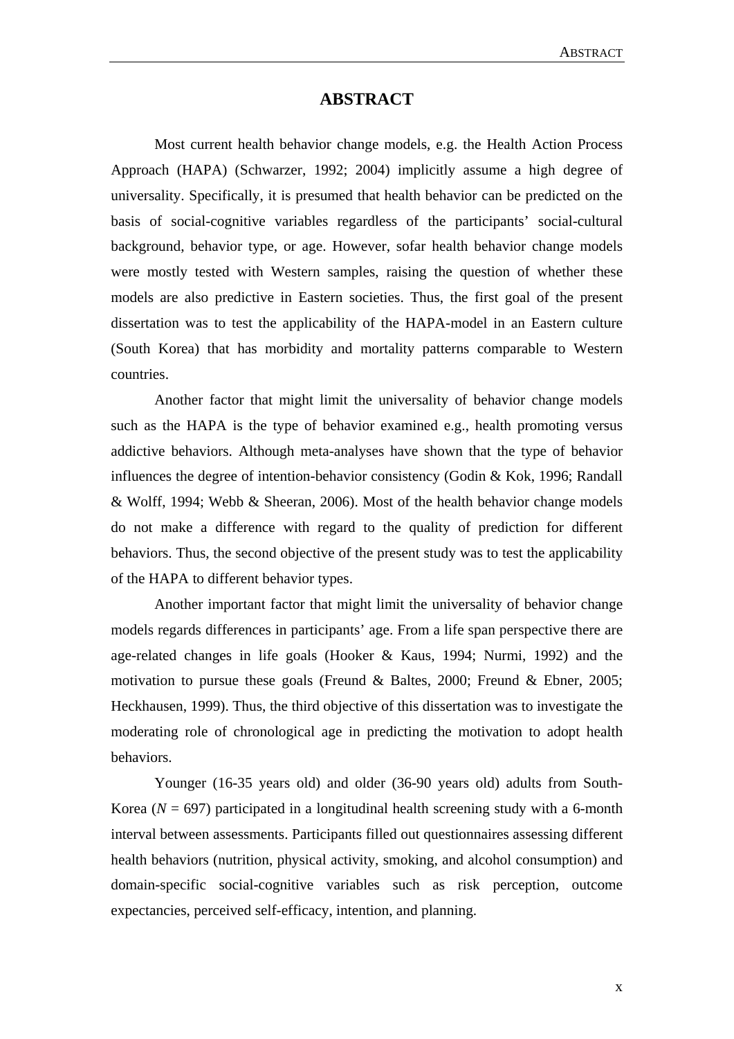# ABSTRACT

Most current health behavior change models, e.g. the Health Action Process Approach (HAPA) (Schwarzer, 1992; 2004) implicitly assume a high degree of universality. Specifically, it is presumed that health behavior can be predicted on the basis of social-cognitive variables regardless of the participants' social-cultural background, behavior type, or age. However, sofar health behavior change models were mostly tested with Western samples, raising the question of whether these models are also predictive in Eastern societies. Thus, the first goal of the present dissertation was to test the applicability of the HAPA-model in an Eastern culture (South Korea) that has morbidity and mortality patterns comparable to Western countries.

Another factor that might limit the universality of behavior change models such as the HAPA is the type of behavior examined e.g., health promoting versus addictive behaviors. Although meta-analyses have shown that the type of behavior influences the degree of intention-behavior consistency (Godin & Kok, 1996; Randall & Wolff, 1994; Webb & Sheeran, 2006). Most of the health behavior change models do not make a difference with regard to the quality of prediction for different behaviors. Thus, the second objective of the present study was to test the applicability of the HAPA to different behavior types.

Another important factor that might limit the universality of behavior change models regards differences in participants' age. From a life span perspective there are age-related changes in life goals (Hooker & Kaus, 1994; Nurmi, 1992) and the motivation to pursue these goals (Freund & Baltes, 2000; Freund & Ebner, 2005; Heckhausen, 1999). Thus, the third objective of this dissertation was to investigate the moderating role of chronological age in predicting the motivation to adopt health behaviors.

Younger (16-35 years old) and older (36-90 years old) adults from South-Korea ($N$ = 697) participated in a longitudinal health screening study with a 6-month interval between assessments. Participants filled out questionnaires assessing different health behaviors (nutrition, physical activity, smoking, and alcohol consumption) and domain-specific social-cognitive variables such as risk perception, outcome expectancies, perceived self-efficacy, intention, and planning.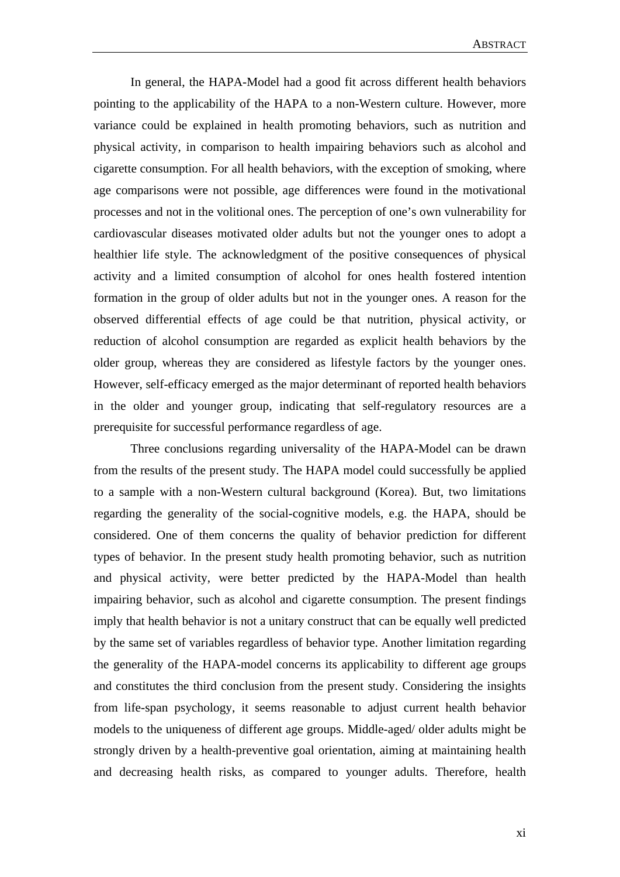In general, the HAPA-Model had a good fit across different health behaviors pointing to the applicability of the HAPA to a non-Western culture. However, more variance could be explained in health promoting behaviors, such as nutrition and physical activity, in comparison to health impairing behaviors such as alcohol and cigarette consumption. For all health behaviors, with the exception of smoking, where age comparisons were not possible, age differences were found in the motivational processes and not in the volitional ones. The perception of one's own vulnerability for cardiovascular diseases motivated older adults but not the younger ones to adopt a healthier life style. The acknowledgment of the positive consequences of physical activity and a limited consumption of alcohol for ones health fostered intention formation in the group of older adults but not in the younger ones. A reason for the observed differential effects of age could be that nutrition, physical activity, or reduction of alcohol consumption are regarded as explicit health behaviors by the older group, whereas they are considered as lifestyle factors by the younger ones. However, self-efficacy emerged as the major determinant of reported health behaviors in the older and younger group, indicating that self-regulatory resources are a prerequisite for successful performance regardless of age.

Three conclusions regarding universality of the HAPA-Model can be drawn from the results of the present study. The HAPA model could successfully be applied to a sample with a non-Western cultural background (Korea). But, two limitations regarding the generality of the social-cognitive models, e.g. the HAPA, should be considered. One of them concerns the quality of behavior prediction for different types of behavior. In the present study health promoting behavior, such as nutrition and physical activity, were better predicted by the HAPA-Model than health impairing behavior, such as alcohol and cigarette consumption. The present findings imply that health behavior is not a unitary construct that can be equally well predicted by the same set of variables regardless of behavior type. Another limitation regarding the generality of the HAPA-model concerns its applicability to different age groups and constitutes the third conclusion from the present study. Considering the insights from life-span psychology, it seems reasonable to adjust current health behavior models to the uniqueness of different age groups. Middle-aged/ older adults might be strongly driven by a health-preventive goal orientation, aiming at maintaining health and decreasing health risks, as compared to younger adults. Therefore, health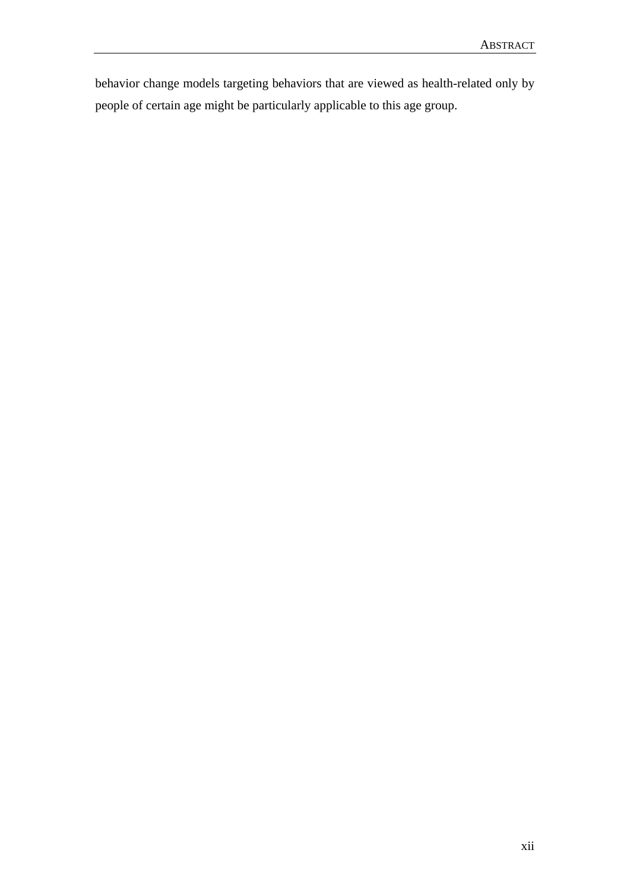behavior change models targeting behaviors that are viewed as health-related only by people of certain age might be particularly applicable to this age group.